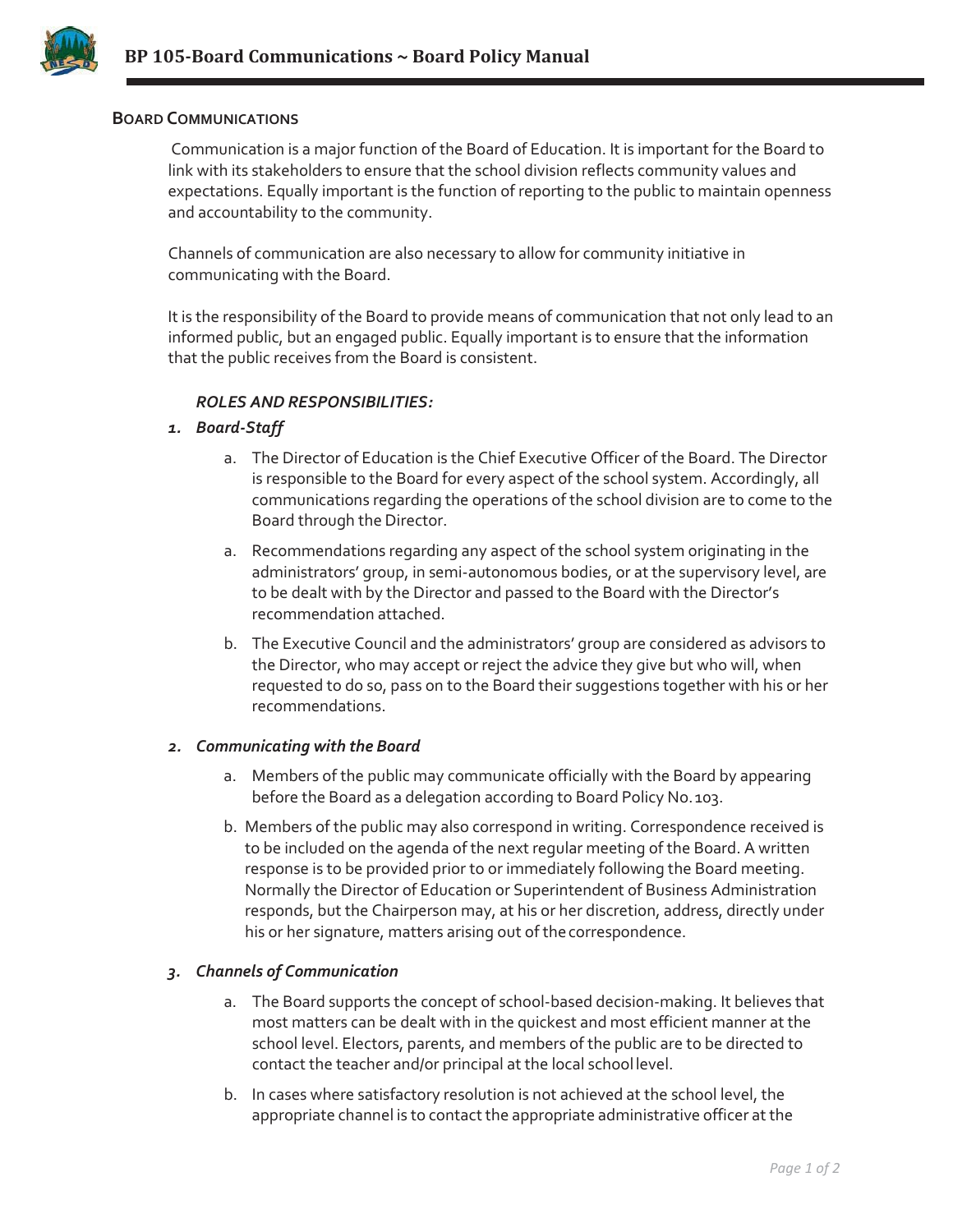# BP 105-Board Communications ~ Board Policy Manual

## BOARD COMMUNICATIONS

Communication is a major function of the Board of Education. It is important for the Board to link with its stakeholders to ensure that the school division reflects community values and expectations. Equally important is the function of reporting to the public to maintain openness and accountability to the community.

Channels of communication are also necessary to allow for community initiative in communicating with the Board.

It is the responsibility of the Board to provide means of communication that not only lead to an informed public, but an engaged public. Equally important is to ensure that the information that the public receives from the Board is consistent.

***ROLES AND RESPONSIBILITIES:***

1. ***Board-Staff***

   a. The Director of Education is the Chief Executive Officer of the Board. The Director is responsible to the Board for every aspect of the school system. Accordingly, all communications regarding the operations of the school division are to come to the Board through the Director.

   a. Recommendations regarding any aspect of the school system originating in the administrators' group, in semi-autonomous bodies, or at the supervisory level, are to be dealt with by the Director and passed to the Board with the Director's recommendation attached.

   b. The Executive Council and the administrators' group are considered as advisors to the Director, who may accept or reject the advice they give but who will, when requested to do so, pass on to the Board their suggestions together with his or her recommendations.

2. ***Communicating with the Board***

   a. Members of the public may communicate officially with the Board by appearing before the Board as a delegation according to Board Policy No. 103.

   b. Members of the public may also correspond in writing. Correspondence received is to be included on the agenda of the next regular meeting of the Board. A written response is to be provided prior to or immediately following the Board meeting. Normally the Director of Education or Superintendent of Business Administration responds, but the Chairperson may, at his or her discretion, address, directly under his or her signature, matters arising out of the correspondence.

3. ***Channels of Communication***

   a. The Board supports the concept of school-based decision-making. It believes that most matters can be dealt with in the quickest and most efficient manner at the school level. Electors, parents, and members of the public are to be directed to contact the teacher and/or principal at the local school level.

   b. In cases where satisfactory resolution is not achieved at the school level, the appropriate channel is to contact the appropriate administrative officer at the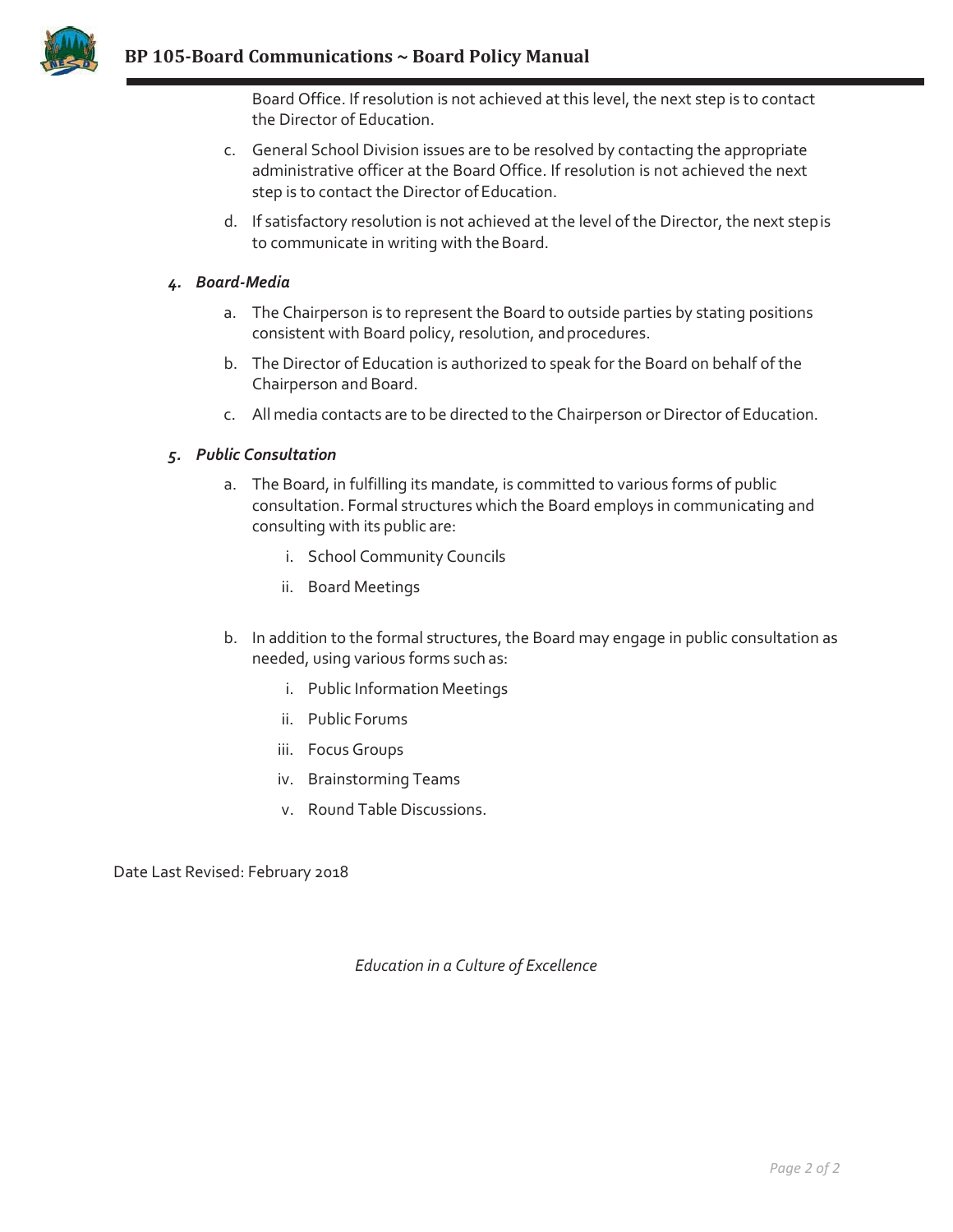Board Office. If resolution is not achieved at this level, the next step is to contact the Director of Education.

c. General School Division issues are to be resolved by contacting the appropriate administrative officer at the Board Office. If resolution is not achieved the next step is to contact the Director of Education.

d. If satisfactory resolution is not achieved at the level of the Director, the next step is to communicate in writing with the Board.

### *4. Board-Media*

a. The Chairperson is to represent the Board to outside parties by stating positions consistent with Board policy, resolution, and procedures.

b. The Director of Education is authorized to speak for the Board on behalf of the Chairperson and Board.

c. All media contacts are to be directed to the Chairperson or Director of Education.

### *5. Public Consultation*

a. The Board, in fulfilling its mandate, is committed to various forms of public consultation. Formal structures which the Board employs in communicating and consulting with its public are:

   i. School Community Councils

   ii. Board Meetings

b. In addition to the formal structures, the Board may engage in public consultation as needed, using various forms such as:

   i. Public Information Meetings

   ii. Public Forums

   iii. Focus Groups

   iv. Brainstorming Teams

   v. Round Table Discussions.

Date Last Revised: February 2018

*Education in a Culture of Excellence*